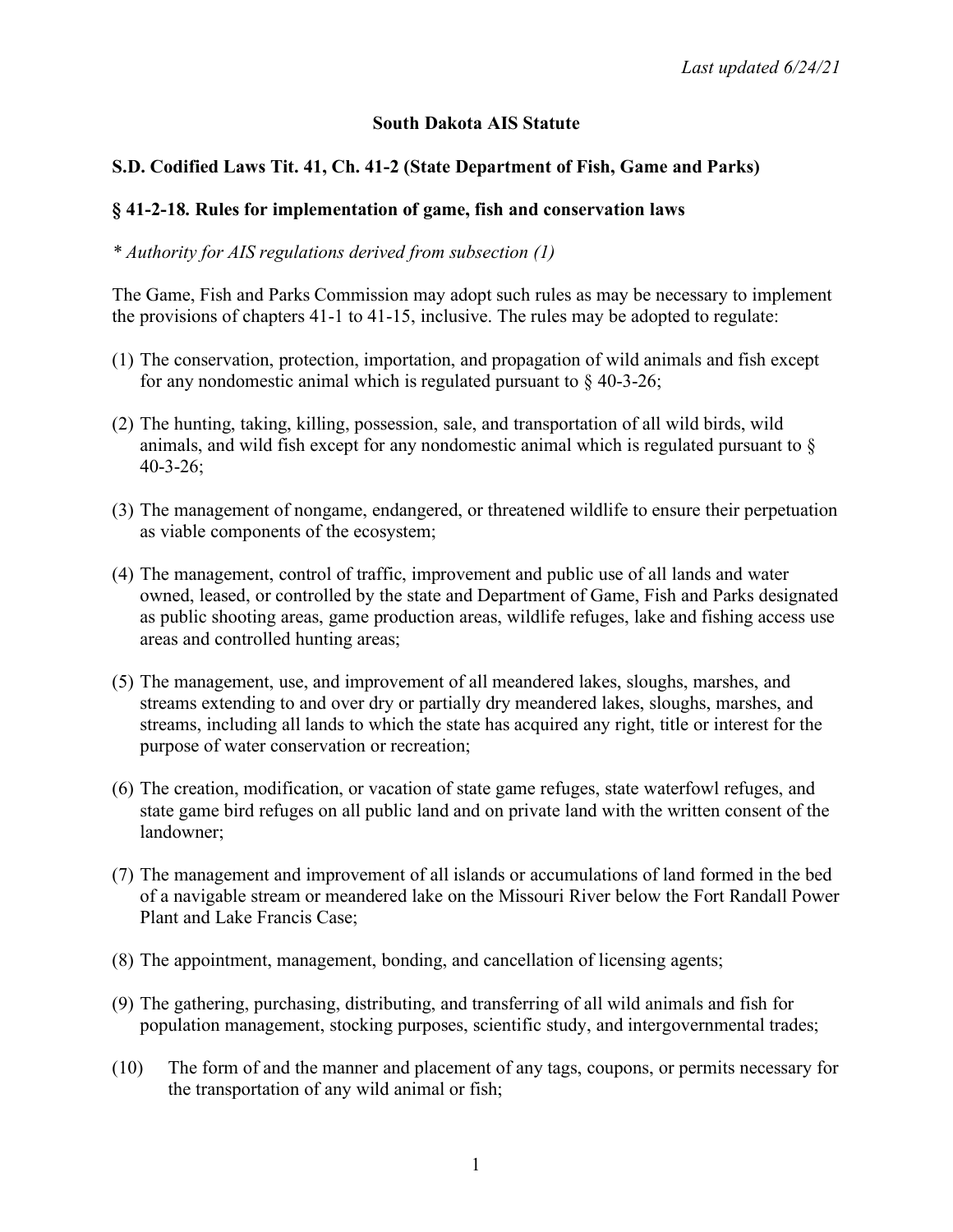*Last updated 6/24/21*

# South Dakota AIS Statute

## S.D. Codified Laws Tit. 41, Ch. 41-2 (State Department of Fish, Game and Parks)

### § 41-2-18. Rules for implementation of game, fish and conservation laws

*\* Authority for AIS regulations derived from subsection (1)*

The Game, Fish and Parks Commission may adopt such rules as may be necessary to implement the provisions of chapters 41-1 to 41-15, inclusive. The rules may be adopted to regulate:

(1) The conservation, protection, importation, and propagation of wild animals and fish except for any nondomestic animal which is regulated pursuant to § 40-3-26;

(2) The hunting, taking, killing, possession, sale, and transportation of all wild birds, wild animals, and wild fish except for any nondomestic animal which is regulated pursuant to § 40-3-26;

(3) The management of nongame, endangered, or threatened wildlife to ensure their perpetuation as viable components of the ecosystem;

(4) The management, control of traffic, improvement and public use of all lands and water owned, leased, or controlled by the state and Department of Game, Fish and Parks designated as public shooting areas, game production areas, wildlife refuges, lake and fishing access use areas and controlled hunting areas;

(5) The management, use, and improvement of all meandered lakes, sloughs, marshes, and streams extending to and over dry or partially dry meandered lakes, sloughs, marshes, and streams, including all lands to which the state has acquired any right, title or interest for the purpose of water conservation or recreation;

(6) The creation, modification, or vacation of state game refuges, state waterfowl refuges, and state game bird refuges on all public land and on private land with the written consent of the landowner;

(7) The management and improvement of all islands or accumulations of land formed in the bed of a navigable stream or meandered lake on the Missouri River below the Fort Randall Power Plant and Lake Francis Case;

(8) The appointment, management, bonding, and cancellation of licensing agents;

(9) The gathering, purchasing, distributing, and transferring of all wild animals and fish for population management, stocking purposes, scientific study, and intergovernmental trades;

(10) The form of and the manner and placement of any tags, coupons, or permits necessary for the transportation of any wild animal or fish;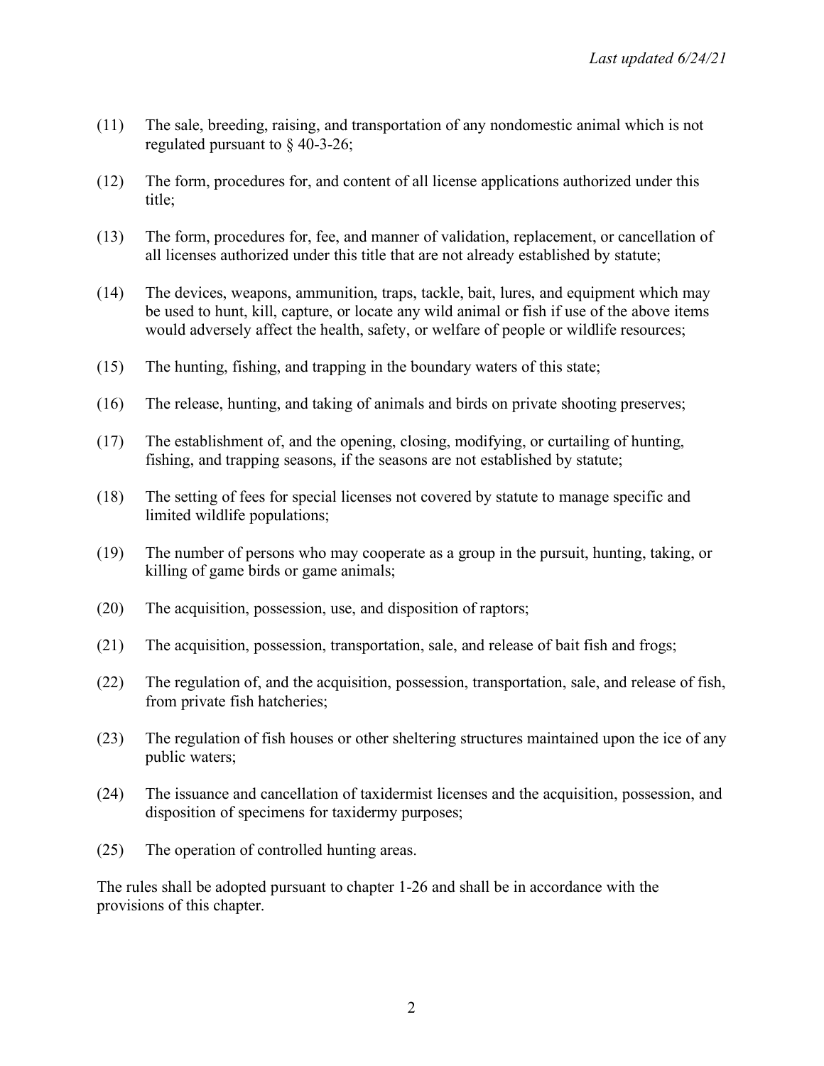(11) The sale, breeding, raising, and transportation of any nondomestic animal which is not regulated pursuant to § 40-3-26;

(12) The form, procedures for, and content of all license applications authorized under this title;

(13) The form, procedures for, fee, and manner of validation, replacement, or cancellation of all licenses authorized under this title that are not already established by statute;

(14) The devices, weapons, ammunition, traps, tackle, bait, lures, and equipment which may be used to hunt, kill, capture, or locate any wild animal or fish if use of the above items would adversely affect the health, safety, or welfare of people or wildlife resources;

(15) The hunting, fishing, and trapping in the boundary waters of this state;

(16) The release, hunting, and taking of animals and birds on private shooting preserves;

(17) The establishment of, and the opening, closing, modifying, or curtailing of hunting, fishing, and trapping seasons, if the seasons are not established by statute;

(18) The setting of fees for special licenses not covered by statute to manage specific and limited wildlife populations;

(19) The number of persons who may cooperate as a group in the pursuit, hunting, taking, or killing of game birds or game animals;

(20) The acquisition, possession, use, and disposition of raptors;

(21) The acquisition, possession, transportation, sale, and release of bait fish and frogs;

(22) The regulation of, and the acquisition, possession, transportation, sale, and release of fish, from private fish hatcheries;

(23) The regulation of fish houses or other sheltering structures maintained upon the ice of any public waters;

(24) The issuance and cancellation of taxidermist licenses and the acquisition, possession, and disposition of specimens for taxidermy purposes;

(25) The operation of controlled hunting areas.

The rules shall be adopted pursuant to chapter 1-26 and shall be in accordance with the provisions of this chapter.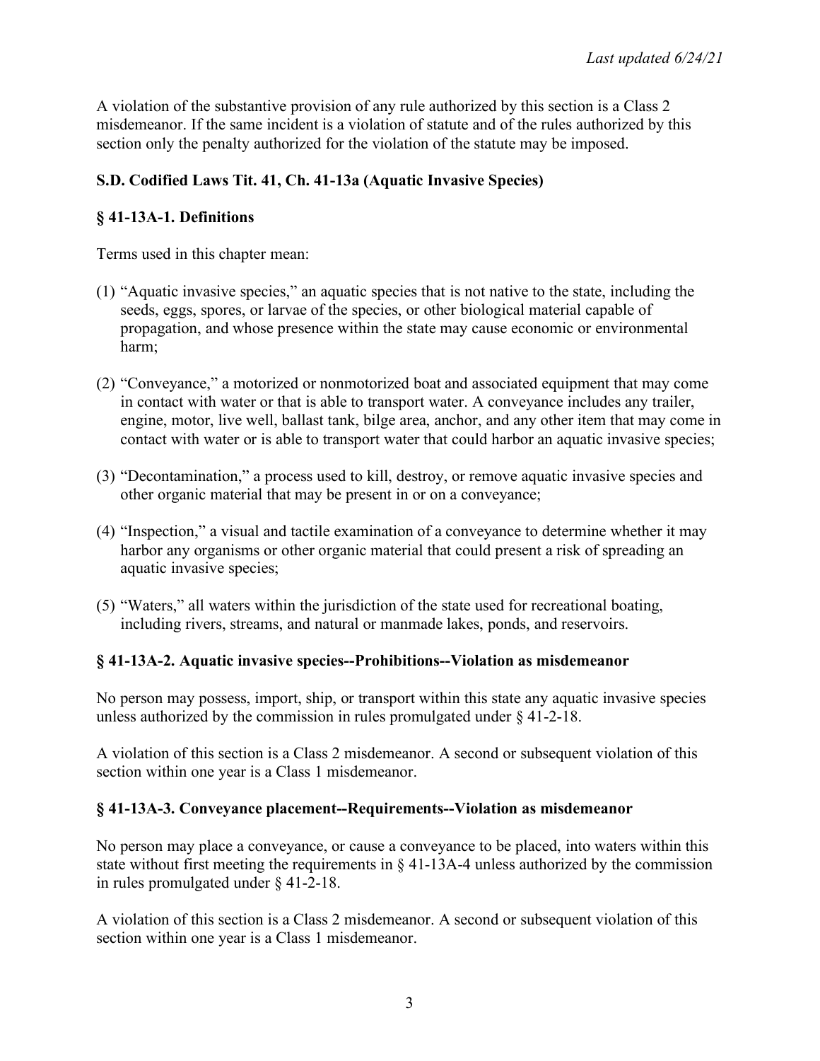A violation of the substantive provision of any rule authorized by this section is a Class 2 misdemeanor. If the same incident is a violation of statute and of the rules authorized by this section only the penalty authorized for the violation of the statute may be imposed.

**S.D. Codified Laws Tit. 41, Ch. 41-13a (Aquatic Invasive Species)**

**§ 41-13A-1. Definitions**

Terms used in this chapter mean:

(1) "Aquatic invasive species," an aquatic species that is not native to the state, including the seeds, eggs, spores, or larvae of the species, or other biological material capable of propagation, and whose presence within the state may cause economic or environmental harm;

(2) "Conveyance," a motorized or nonmotorized boat and associated equipment that may come in contact with water or that is able to transport water. A conveyance includes any trailer, engine, motor, live well, ballast tank, bilge area, anchor, and any other item that may come in contact with water or is able to transport water that could harbor an aquatic invasive species;

(3) "Decontamination," a process used to kill, destroy, or remove aquatic invasive species and other organic material that may be present in or on a conveyance;

(4) "Inspection," a visual and tactile examination of a conveyance to determine whether it may harbor any organisms or other organic material that could present a risk of spreading an aquatic invasive species;

(5) "Waters," all waters within the jurisdiction of the state used for recreational boating, including rivers, streams, and natural or manmade lakes, ponds, and reservoirs.

**§ 41-13A-2. Aquatic invasive species--Prohibitions--Violation as misdemeanor**

No person may possess, import, ship, or transport within this state any aquatic invasive species unless authorized by the commission in rules promulgated under § 41-2-18.

A violation of this section is a Class 2 misdemeanor. A second or subsequent violation of this section within one year is a Class 1 misdemeanor.

**§ 41-13A-3. Conveyance placement--Requirements--Violation as misdemeanor**

No person may place a conveyance, or cause a conveyance to be placed, into waters within this state without first meeting the requirements in § 41-13A-4 unless authorized by the commission in rules promulgated under § 41-2-18.

A violation of this section is a Class 2 misdemeanor. A second or subsequent violation of this section within one year is a Class 1 misdemeanor.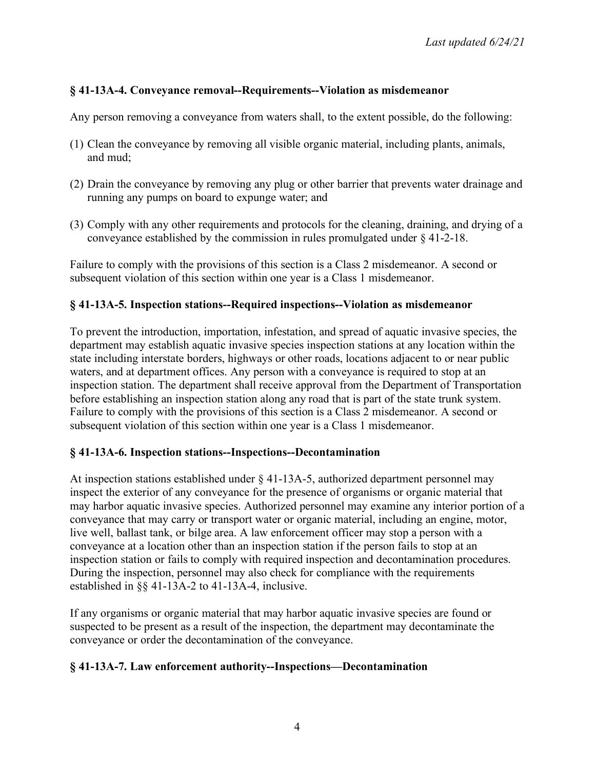### § 41-13A-4. Conveyance removal--Requirements--Violation as misdemeanor

Any person removing a conveyance from waters shall, to the extent possible, do the following:

(1) Clean the conveyance by removing all visible organic material, including plants, animals, and mud;

(2) Drain the conveyance by removing any plug or other barrier that prevents water drainage and running any pumps on board to expunge water; and

(3) Comply with any other requirements and protocols for the cleaning, draining, and drying of a conveyance established by the commission in rules promulgated under § 41-2-18.

Failure to comply with the provisions of this section is a Class 2 misdemeanor. A second or subsequent violation of this section within one year is a Class 1 misdemeanor.

### § 41-13A-5. Inspection stations--Required inspections--Violation as misdemeanor

To prevent the introduction, importation, infestation, and spread of aquatic invasive species, the department may establish aquatic invasive species inspection stations at any location within the state including interstate borders, highways or other roads, locations adjacent to or near public waters, and at department offices. Any person with a conveyance is required to stop at an inspection station. The department shall receive approval from the Department of Transportation before establishing an inspection station along any road that is part of the state trunk system. Failure to comply with the provisions of this section is a Class 2 misdemeanor. A second or subsequent violation of this section within one year is a Class 1 misdemeanor.

### § 41-13A-6. Inspection stations--Inspections--Decontamination

At inspection stations established under § 41-13A-5, authorized department personnel may inspect the exterior of any conveyance for the presence of organisms or organic material that may harbor aquatic invasive species. Authorized personnel may examine any interior portion of a conveyance that may carry or transport water or organic material, including an engine, motor, live well, ballast tank, or bilge area. A law enforcement officer may stop a person with a conveyance at a location other than an inspection station if the person fails to stop at an inspection station or fails to comply with required inspection and decontamination procedures. During the inspection, personnel may also check for compliance with the requirements established in §§ 41-13A-2 to 41-13A-4, inclusive.

If any organisms or organic material that may harbor aquatic invasive species are found or suspected to be present as a result of the inspection, the department may decontaminate the conveyance or order the decontamination of the conveyance.

### § 41-13A-7. Law enforcement authority--Inspections—Decontamination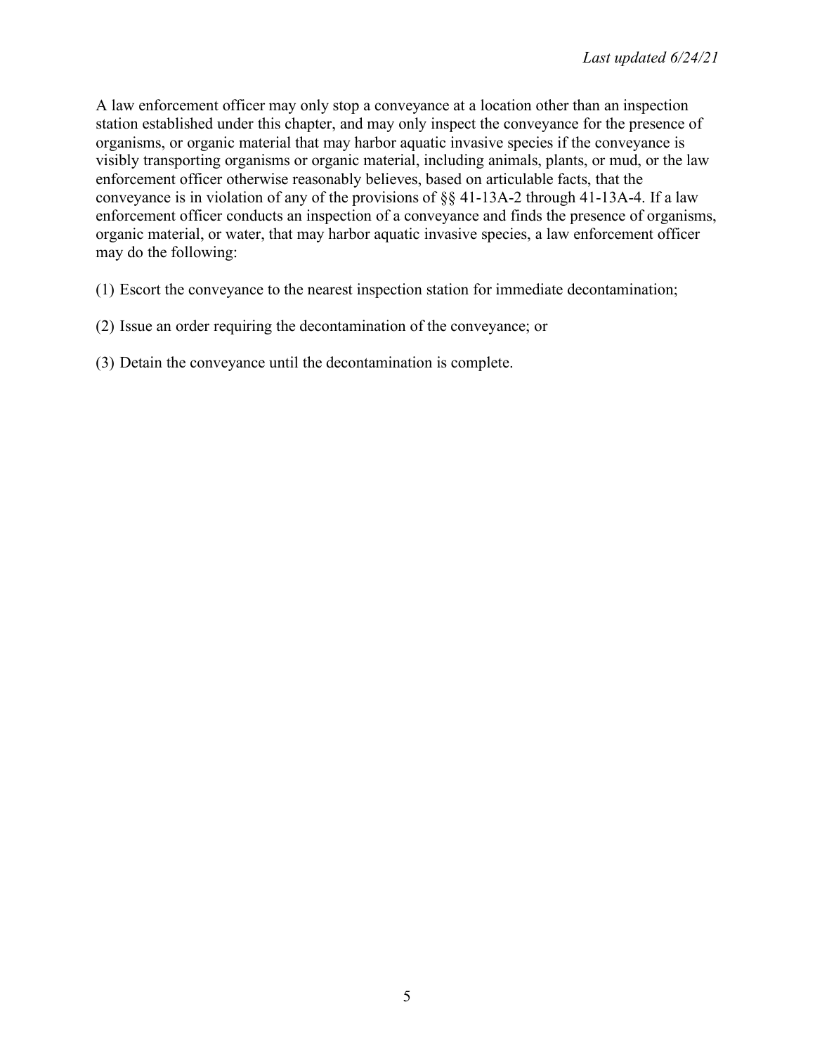A law enforcement officer may only stop a conveyance at a location other than an inspection station established under this chapter, and may only inspect the conveyance for the presence of organisms, or organic material that may harbor aquatic invasive species if the conveyance is visibly transporting organisms or organic material, including animals, plants, or mud, or the law enforcement officer otherwise reasonably believes, based on articulable facts, that the conveyance is in violation of any of the provisions of §§ 41-13A-2 through 41-13A-4. If a law enforcement officer conducts an inspection of a conveyance and finds the presence of organisms, organic material, or water, that may harbor aquatic invasive species, a law enforcement officer may do the following:

(1) Escort the conveyance to the nearest inspection station for immediate decontamination;

(2) Issue an order requiring the decontamination of the conveyance; or

(3) Detain the conveyance until the decontamination is complete.